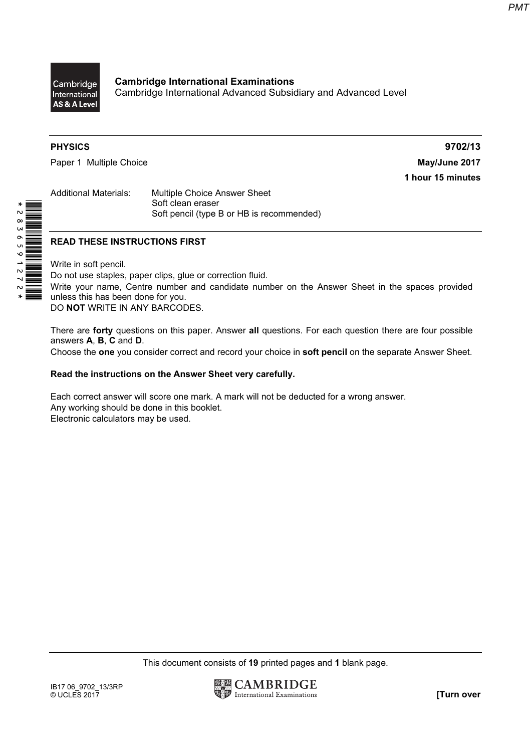**Cambridge International Examinations**
Cambridge International Advanced Subsidiary and Advanced Level

**PHYSICS** **9702/13**

Paper 1 Multiple Choice **May/June 2017**

**1 hour 15 minutes**

Additional Materials: Multiple Choice Answer Sheet
Soft clean eraser
Soft pencil (type B or HB is recommended)

**READ THESE INSTRUCTIONS FIRST**

Write in soft pencil.
Do not use staples, paper clips, glue or correction fluid.
Write your name, Centre number and candidate number on the Answer Sheet in the spaces provided unless this has been done for you.
DO **NOT** WRITE IN ANY BARCODES.

There are **forty** questions on this paper. Answer **all** questions. For each question there are four possible answers **A**, **B**, **C** and **D**.
Choose the **one** you consider correct and record your choice in **soft pencil** on the separate Answer Sheet.

**Read the instructions on the Answer Sheet very carefully.**

Each correct answer will score one mark. A mark will not be deducted for a wrong answer.
Any working should be done in this booklet.
Electronic calculators may be used.

This document consists of **19** printed pages and **1** blank page.

IB17 06_9702_13/3RP
© UCLES 2017

**[Turn over**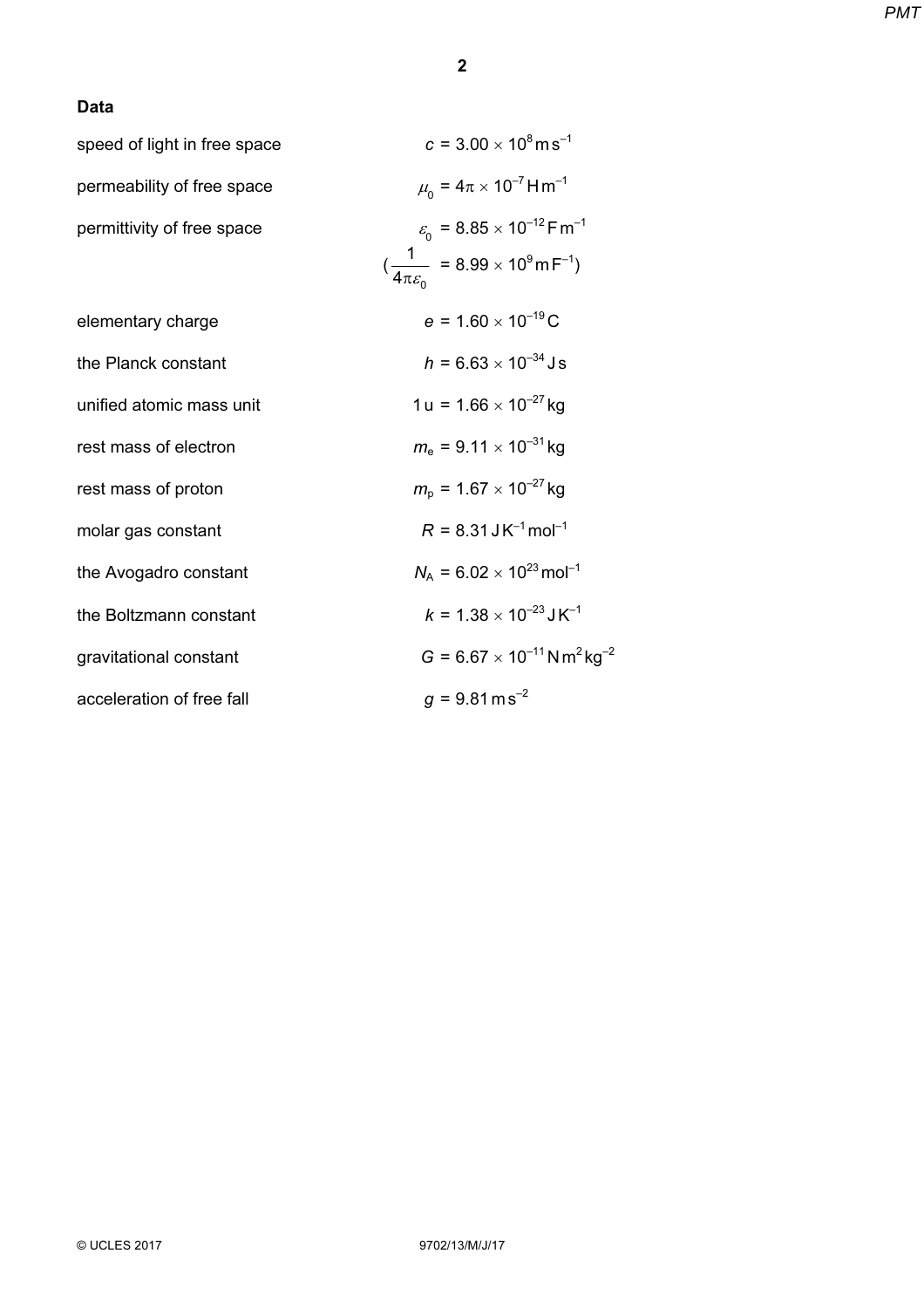**Data**

| | |
|---|---|
| speed of light in free space | $c = 3.00 \times 10^{8}\,\mathrm{m\,s^{-1}}$ |
| permeability of free space | $\mu_0 = 4\pi \times 10^{-7}\,\mathrm{H\,m^{-1}}$ |
| permittivity of free space | $\varepsilon_0 = 8.85 \times 10^{-12}\,\mathrm{F\,m^{-1}}$ |
| | $(\dfrac{1}{4\pi\varepsilon_0} = 8.99 \times 10^{9}\,\mathrm{m\,F^{-1}})$ |
| elementary charge | $e = 1.60 \times 10^{-19}\,\mathrm{C}$ |
| the Planck constant | $h = 6.63 \times 10^{-34}\,\mathrm{J\,s}$ |
| unified atomic mass unit | $1\,\mathrm{u} = 1.66 \times 10^{-27}\,\mathrm{kg}$ |
| rest mass of electron | $m_e = 9.11 \times 10^{-31}\,\mathrm{kg}$ |
| rest mass of proton | $m_p = 1.67 \times 10^{-27}\,\mathrm{kg}$ |
| molar gas constant | $R = 8.31\,\mathrm{J\,K^{-1}\,mol^{-1}}$ |
| the Avogadro constant | $N_A = 6.02 \times 10^{23}\,\mathrm{mol^{-1}}$ |
| the Boltzmann constant | $k = 1.38 \times 10^{-23}\,\mathrm{J\,K^{-1}}$ |
| gravitational constant | $G = 6.67 \times 10^{-11}\,\mathrm{N\,m^2\,kg^{-2}}$ |
| acceleration of free fall | $g = 9.81\,\mathrm{m\,s^{-2}}$ |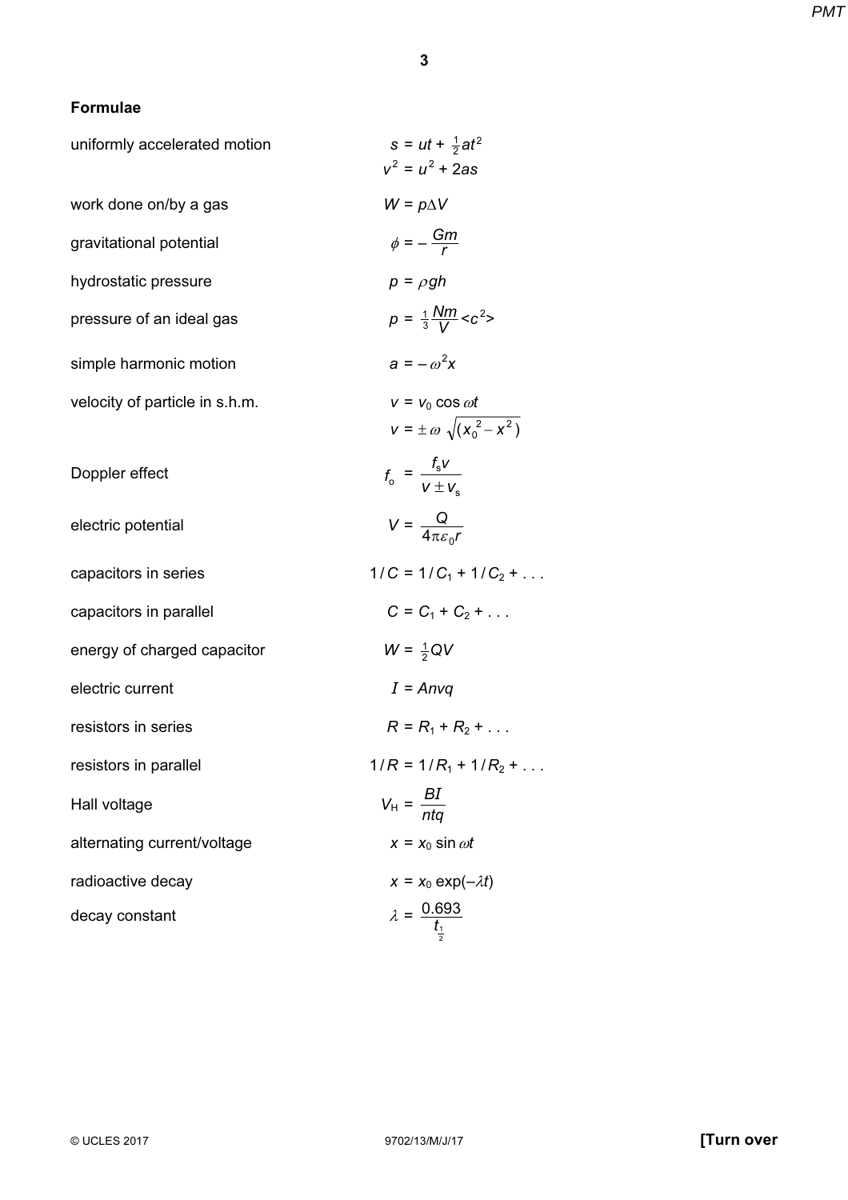## Formulae

| | |
|---|---|
| uniformly accelerated motion | $s = ut + \frac{1}{2}at^2$ |
| | $v^2 = u^2 + 2as$ |
| work done on/by a gas | $W = p\Delta V$ |
| gravitational potential | $\phi = -\dfrac{Gm}{r}$ |
| hydrostatic pressure | $p = \rho gh$ |
| pressure of an ideal gas | $p = \frac{1}{3}\dfrac{Nm}{V}\langle c^2 \rangle$ |
| simple harmonic motion | $a = -\omega^2 x$ |
| velocity of particle in s.h.m. | $v = v_0 \cos \omega t$ |
| | $v = \pm \omega \sqrt{(x_0^{\,2} - x^2)}$ |
| Doppler effect | $f_o = \dfrac{f_s v}{v \pm v_s}$ |
| electric potential | $V = \dfrac{Q}{4\pi\varepsilon_0 r}$ |
| capacitors in series | $1/C = 1/C_1 + 1/C_2 + \ldots$ |
| capacitors in parallel | $C = C_1 + C_2 + \ldots$ |
| energy of charged capacitor | $W = \frac{1}{2}QV$ |
| electric current | $I = Anvq$ |
| resistors in series | $R = R_1 + R_2 + \ldots$ |
| resistors in parallel | $1/R = 1/R_1 + 1/R_2 + \ldots$ |
| Hall voltage | $V_H = \dfrac{BI}{ntq}$ |
| alternating current/voltage | $x = x_0 \sin \omega t$ |
| radioactive decay | $x = x_0 \exp(-\lambda t)$ |
| decay constant | $\lambda = \dfrac{0.693}{t_{\frac{1}{2}}}$ |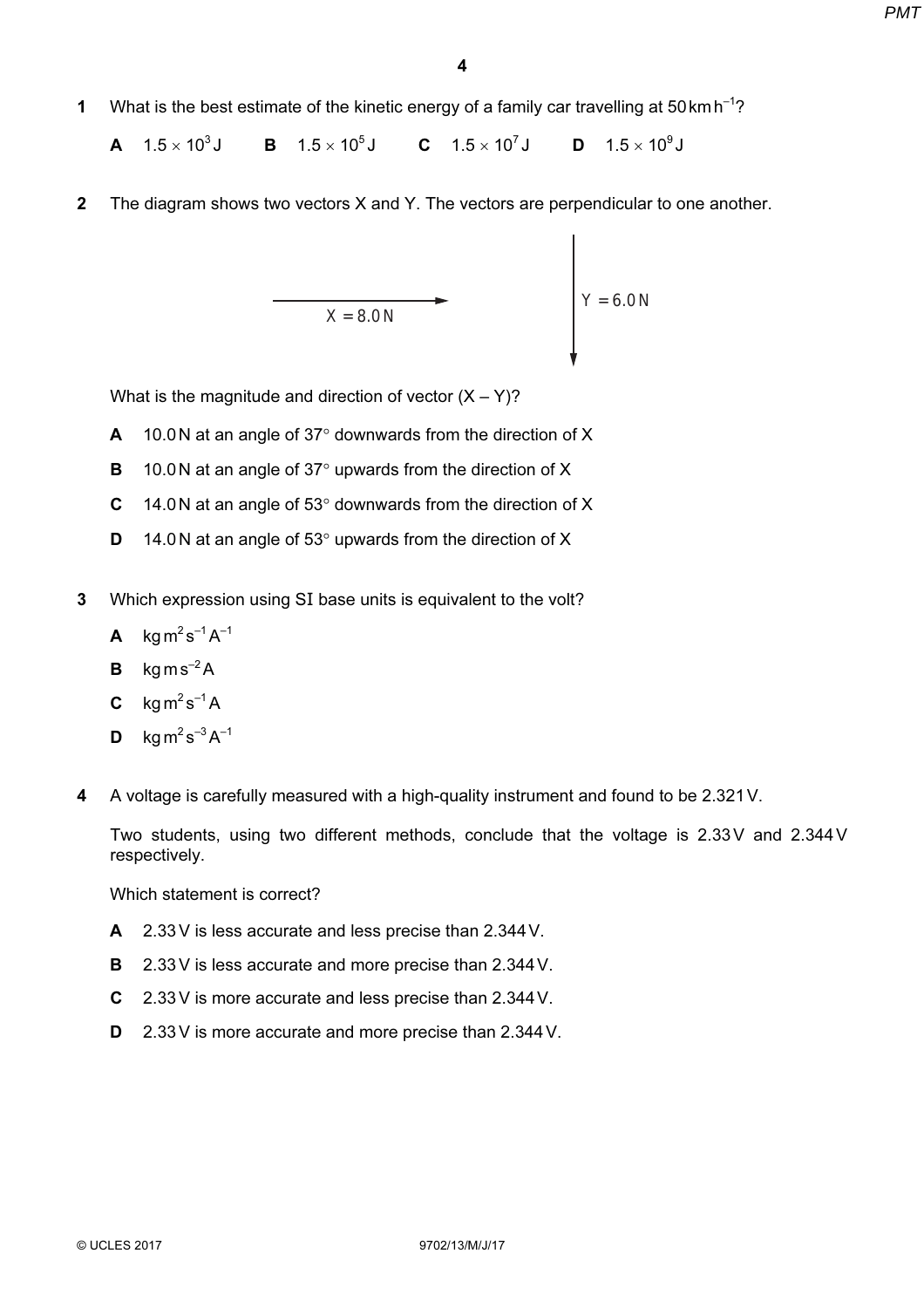**1** What is the best estimate of the kinetic energy of a family car travelling at $50\,\text{km}\,\text{h}^{-1}$?

**A** $1.5 \times 10^3\,\text{J}$ **B** $1.5 \times 10^5\,\text{J}$ **C** $1.5 \times 10^7\,\text{J}$ **D** $1.5 \times 10^9\,\text{J}$

**2** The diagram shows two vectors X and Y. The vectors are perpendicular to one another.

X = 8.0 N

Y = 6.0 N

What is the magnitude and direction of vector (X – Y)?

**A** 10.0 N at an angle of 37° downwards from the direction of X

**B** 10.0 N at an angle of 37° upwards from the direction of X

**C** 14.0 N at an angle of 53° downwards from the direction of X

**D** 14.0 N at an angle of 53° upwards from the direction of X

**3** Which expression using SI base units is equivalent to the volt?

**A** $\text{kg}\,\text{m}^2\,\text{s}^{-1}\,\text{A}^{-1}$

**B** $\text{kg}\,\text{m}\,\text{s}^{-2}\,\text{A}$

**C** $\text{kg}\,\text{m}^2\,\text{s}^{-1}\,\text{A}$

**D** $\text{kg}\,\text{m}^2\,\text{s}^{-3}\,\text{A}^{-1}$

**4** A voltage is carefully measured with a high-quality instrument and found to be 2.321 V.

Two students, using two different methods, conclude that the voltage is 2.33 V and 2.344 V respectively.

Which statement is correct?

**A** 2.33 V is less accurate and less precise than 2.344 V.

**B** 2.33 V is less accurate and more precise than 2.344 V.

**C** 2.33 V is more accurate and less precise than 2.344 V.

**D** 2.33 V is more accurate and more precise than 2.344 V.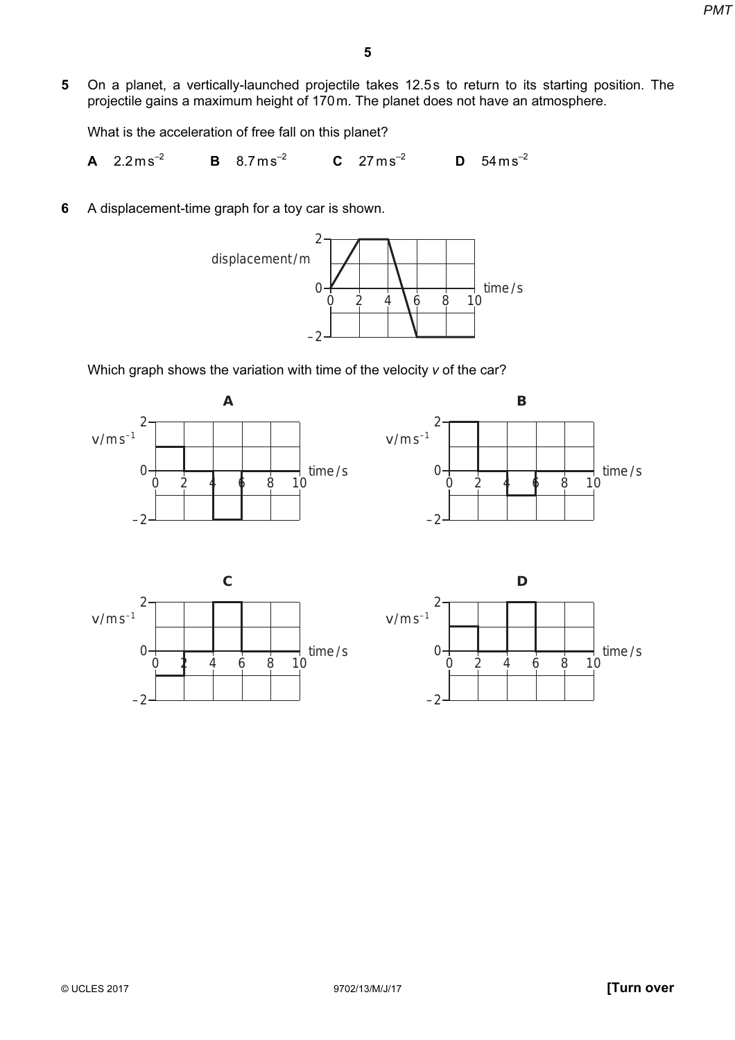**5** On a planet, a vertically-launched projectile takes 12.5 s to return to its starting position. The projectile gains a maximum height of 170 m. The planet does not have an atmosphere.

What is the acceleration of free fall on this planet?

**A** $2.2\,\text{m}\,\text{s}^{-2}$ **B** $8.7\,\text{m}\,\text{s}^{-2}$ **C** $27\,\text{m}\,\text{s}^{-2}$ **D** $54\,\text{m}\,\text{s}^{-2}$

**6** A displacement-time graph for a toy car is shown.

Which graph shows the variation with time of the velocity $v$ of the car?

**A**

**B**

**C**

**D**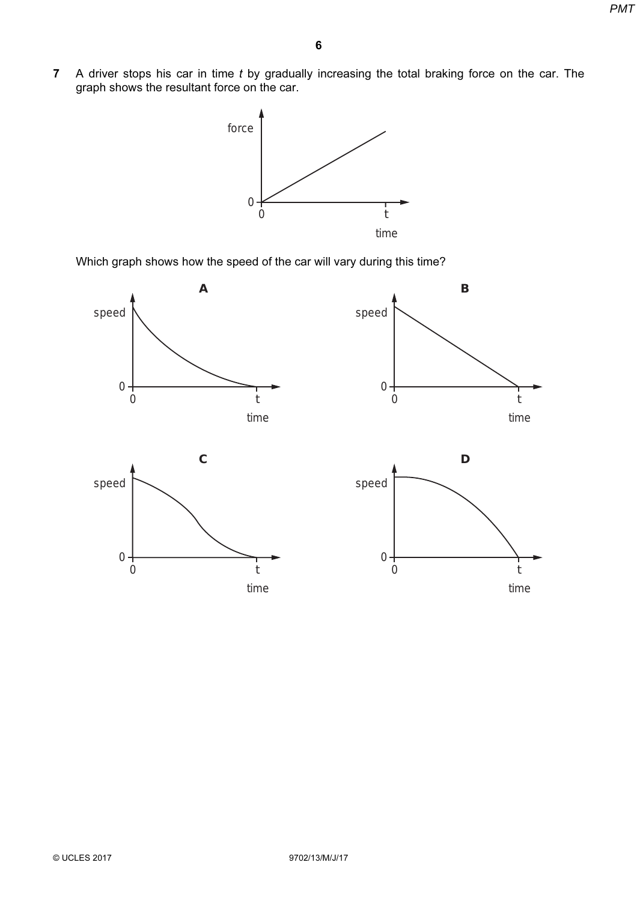**7** A driver stops his car in time $t$ by gradually increasing the total braking force on the car. The graph shows the resultant force on the car.

Which graph shows how the speed of the car will vary during this time?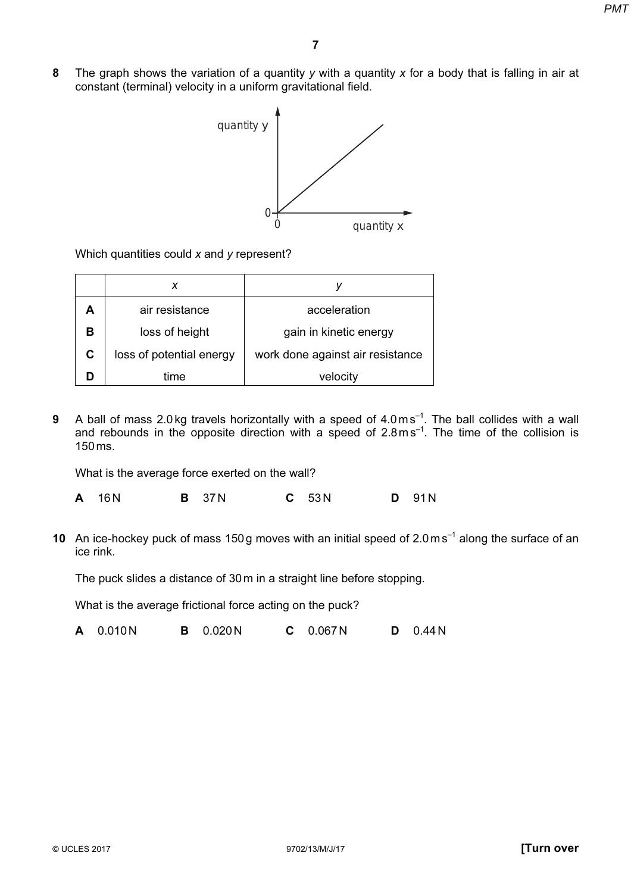**8** The graph shows the variation of a quantity $y$ with a quantity $x$ for a body that is falling in air at constant (terminal) velocity in a uniform gravitational field.

Which quantities could $x$ and $y$ represent?

| | $x$ | $y$ |
|---|---|---|
| **A** | air resistance | acceleration |
| **B** | loss of height | gain in kinetic energy |
| **C** | loss of potential energy | work done against air resistance |
| **D** | time | velocity |

**9** A ball of mass 2.0 kg travels horizontally with a speed of $4.0\,\text{m}\,\text{s}^{-1}$. The ball collides with a wall and rebounds in the opposite direction with a speed of $2.8\,\text{m}\,\text{s}^{-1}$. The time of the collision is 150 ms.

What is the average force exerted on the wall?

**A** 16 N **B** 37 N **C** 53 N **D** 91 N

**10** An ice-hockey puck of mass 150 g moves with an initial speed of $2.0\,\text{m}\,\text{s}^{-1}$ along the surface of an ice rink.

The puck slides a distance of 30 m in a straight line before stopping.

What is the average frictional force acting on the puck?

**A** 0.010 N **B** 0.020 N **C** 0.067 N **D** 0.44 N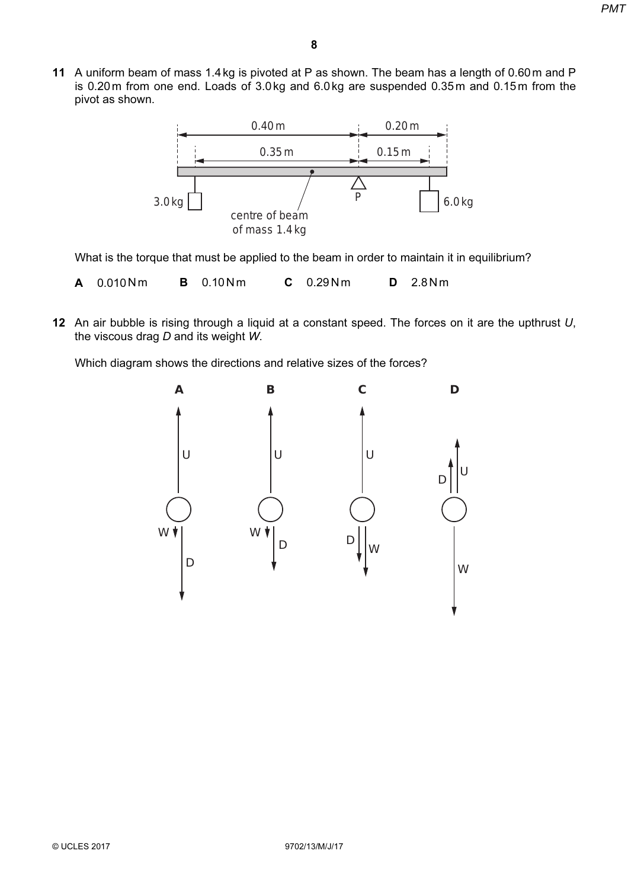**11** A uniform beam of mass 1.4 kg is pivoted at P as shown. The beam has a length of 0.60 m and P is 0.20 m from one end. Loads of 3.0 kg and 6.0 kg are suspended 0.35 m and 0.15 m from the pivot as shown.

What is the torque that must be applied to the beam in order to maintain it in equilibrium?

**A** 0.010 N m **B** 0.10 N m **C** 0.29 N m **D** 2.8 N m

**12** An air bubble is rising through a liquid at a constant speed. The forces on it are the upthrust $U$, the viscous drag $D$ and its weight $W$.

Which diagram shows the directions and relative sizes of the forces?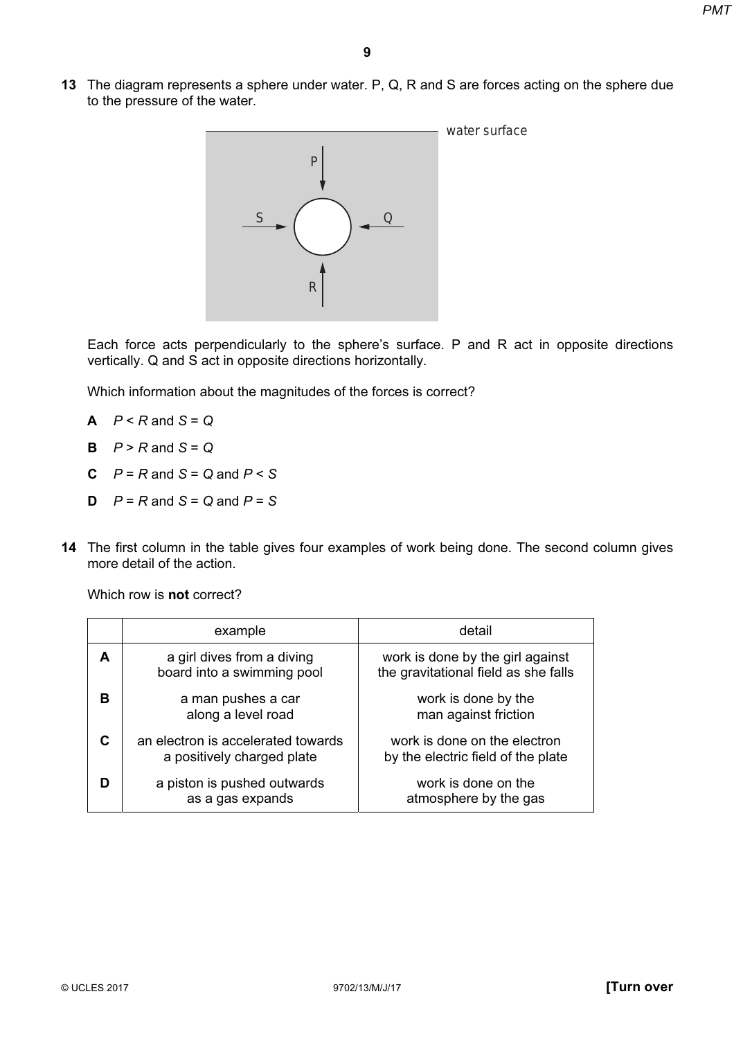**13** The diagram represents a sphere under water. P, Q, R and S are forces acting on the sphere due to the pressure of the water.

water surface

Each force acts perpendicularly to the sphere's surface. P and R act in opposite directions vertically. Q and S act in opposite directions horizontally.

Which information about the magnitudes of the forces is correct?

**A** $P < R$ and $S = Q$

**B** $P > R$ and $S = Q$

**C** $P = R$ and $S = Q$ and $P < S$

**D** $P = R$ and $S = Q$ and $P = S$

**14** The first column in the table gives four examples of work being done. The second column gives more detail of the action.

Which row is **not** correct?

| | example | detail |
|---|---|---|
| **A** | a girl dives from a diving board into a swimming pool | work is done by the girl against the gravitational field as she falls |
| **B** | a man pushes a car along a level road | work is done by the man against friction |
| **C** | an electron is accelerated towards a positively charged plate | work is done on the electron by the electric field of the plate |
| **D** | a piston is pushed outwards as a gas expands | work is done on the atmosphere by the gas |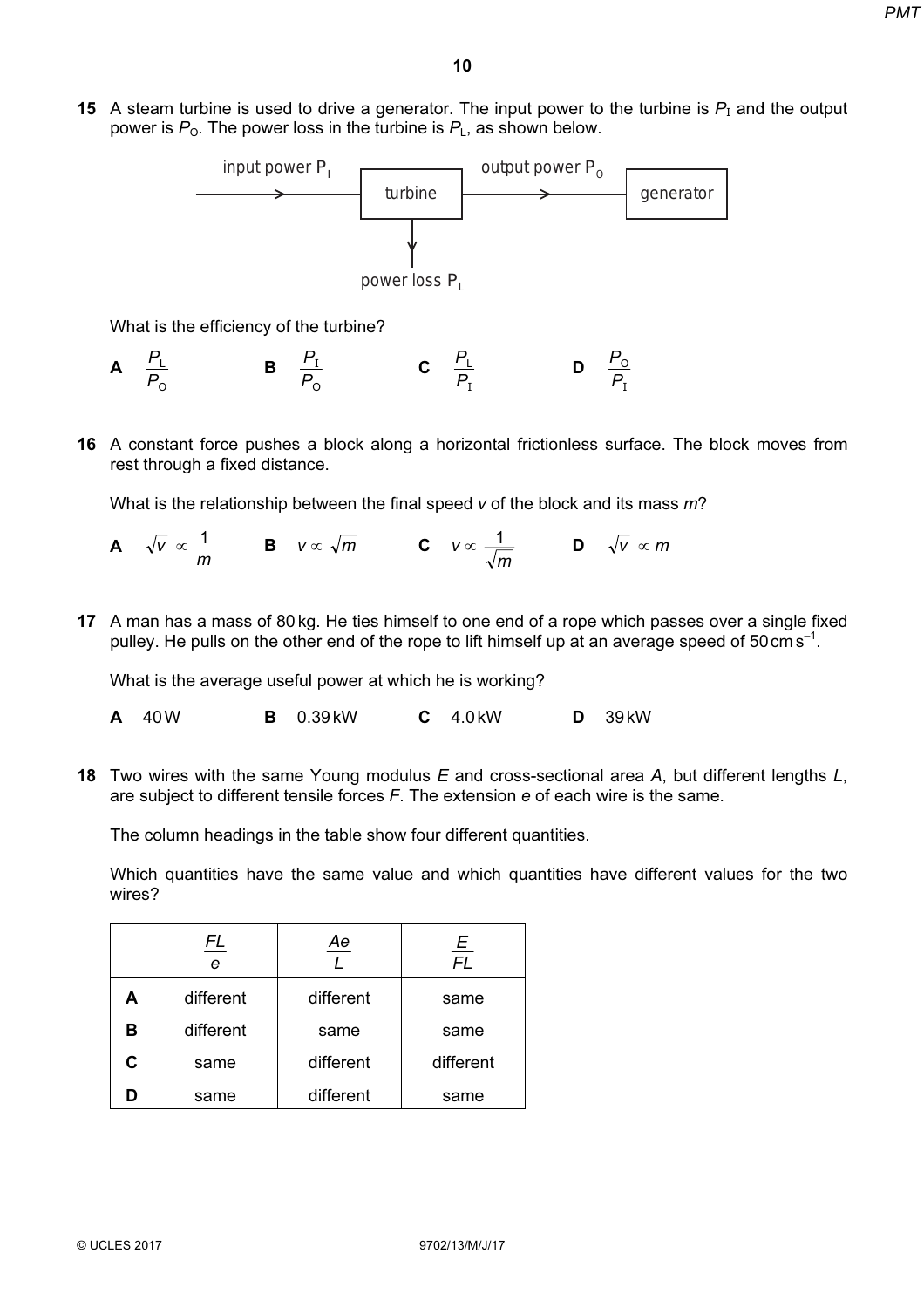**15** A steam turbine is used to drive a generator. The input power to the turbine is $P_I$ and the output power is $P_O$. The power loss in the turbine is $P_L$, as shown below.

input power $P_I$ → turbine → output power $P_O$ → generator

turbine ↓ power loss $P_L$

What is the efficiency of the turbine?

**A** $\dfrac{P_L}{P_O}$ **B** $\dfrac{P_I}{P_O}$ **C** $\dfrac{P_L}{P_I}$ **D** $\dfrac{P_O}{P_I}$

**16** A constant force pushes a block along a horizontal frictionless surface. The block moves from rest through a fixed distance.

What is the relationship between the final speed $v$ of the block and its mass $m$?

**A** $\sqrt{v} \propto \dfrac{1}{m}$ **B** $v \propto \sqrt{m}$ **C** $v \propto \dfrac{1}{\sqrt{m}}$ **D** $\sqrt{v} \propto m$

**17** A man has a mass of 80 kg. He ties himself to one end of a rope which passes over a single fixed pulley. He pulls on the other end of the rope to lift himself up at an average speed of $50\,\text{cm}\,\text{s}^{-1}$.

What is the average useful power at which he is working?

**A** 40 W **B** 0.39 kW **C** 4.0 kW **D** 39 kW

**18** Two wires with the same Young modulus $E$ and cross-sectional area $A$, but different lengths $L$, are subject to different tensile forces $F$. The extension $e$ of each wire is the same.

The column headings in the table show four different quantities.

Which quantities have the same value and which quantities have different values for the two wires?

| | $\dfrac{FL}{e}$ | $\dfrac{Ae}{L}$ | $\dfrac{E}{FL}$ |
|---|---|---|---|
| **A** | different | different | same |
| **B** | different | same | same |
| **C** | same | different | different |
| **D** | same | different | same |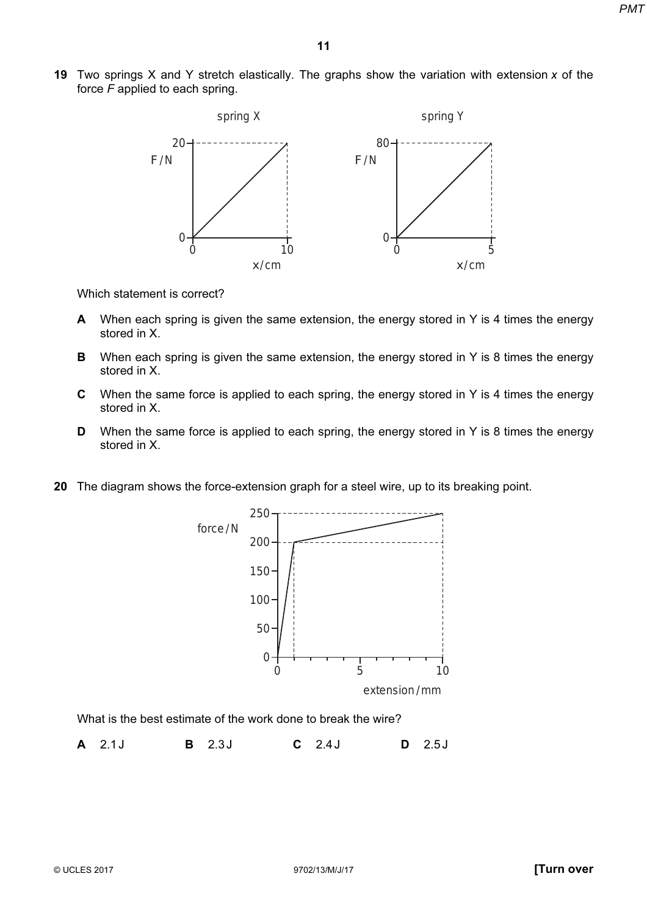**19** Two springs X and Y stretch elastically. The graphs show the variation with extension $x$ of the force $F$ applied to each spring.

Which statement is correct?

**A** When each spring is given the same extension, the energy stored in Y is 4 times the energy stored in X.

**B** When each spring is given the same extension, the energy stored in Y is 8 times the energy stored in X.

**C** When the same force is applied to each spring, the energy stored in Y is 4 times the energy stored in X.

**D** When the same force is applied to each spring, the energy stored in Y is 8 times the energy stored in X.

**20** The diagram shows the force-extension graph for a steel wire, up to its breaking point.

What is the best estimate of the work done to break the wire?

**A** 2.1 J **B** 2.3 J **C** 2.4 J **D** 2.5 J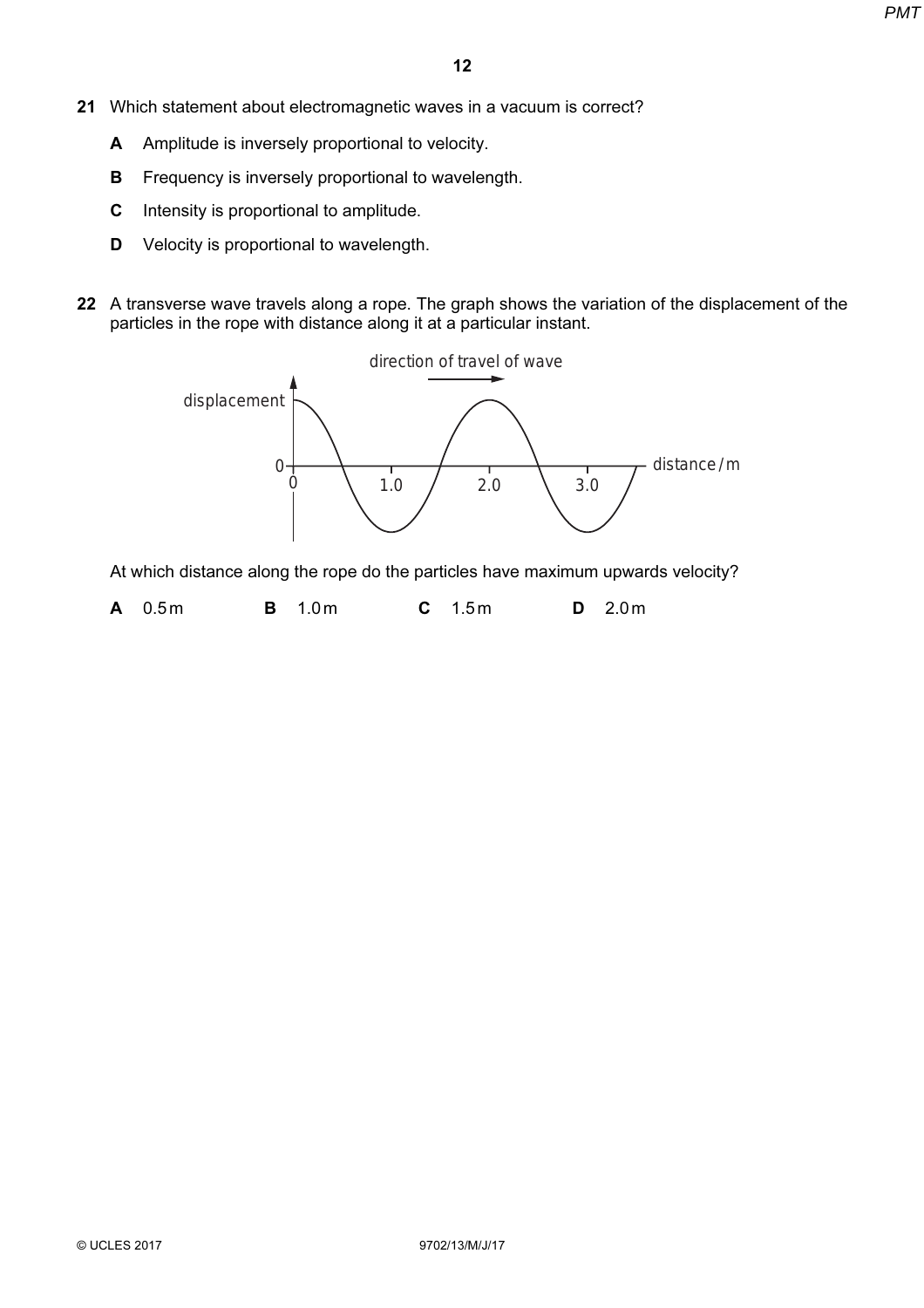**21** Which statement about electromagnetic waves in a vacuum is correct?

**A** Amplitude is inversely proportional to velocity.

**B** Frequency is inversely proportional to wavelength.

**C** Intensity is proportional to amplitude.

**D** Velocity is proportional to wavelength.

**22** A transverse wave travels along a rope. The graph shows the variation of the displacement of the particles in the rope with distance along it at a particular instant.

At which distance along the rope do the particles have maximum upwards velocity?

**A** 0.5 m **B** 1.0 m **C** 1.5 m **D** 2.0 m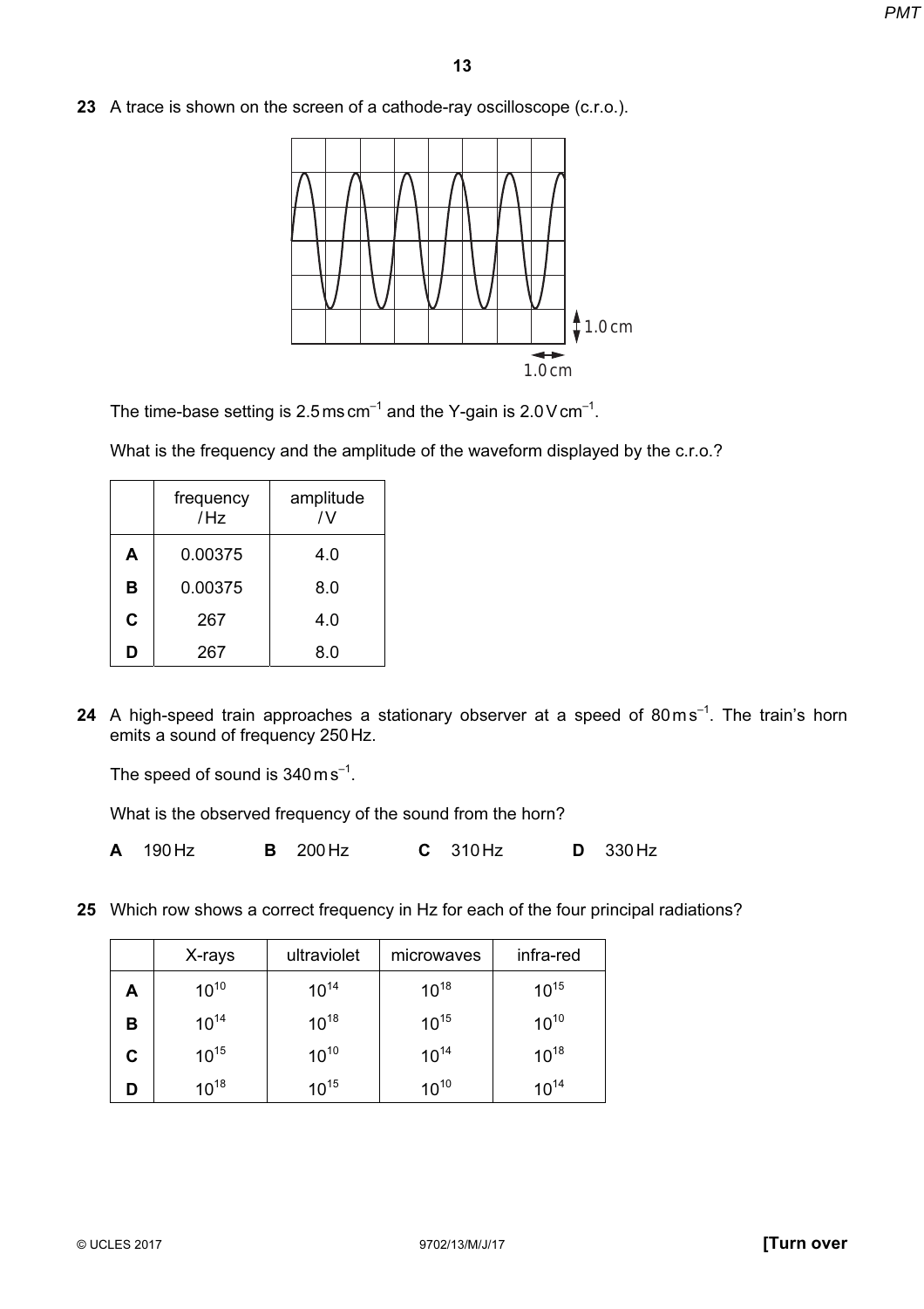**23** A trace is shown on the screen of a cathode-ray oscilloscope (c.r.o.).

1.0 cm

1.0 cm

The time-base setting is $2.5\,\text{ms}\,\text{cm}^{-1}$ and the Y-gain is $2.0\,\text{V}\,\text{cm}^{-1}$.

What is the frequency and the amplitude of the waveform displayed by the c.r.o.?

| | frequency / Hz | amplitude / V |
|---|---|---|
| **A** | 0.00375 | 4.0 |
| **B** | 0.00375 | 8.0 |
| **C** | 267 | 4.0 |
| **D** | 267 | 8.0 |

**24** A high-speed train approaches a stationary observer at a speed of $80\,\text{m}\,\text{s}^{-1}$. The train's horn emits a sound of frequency 250 Hz.

The speed of sound is $340\,\text{m}\,\text{s}^{-1}$.

What is the observed frequency of the sound from the horn?

**A** 190 Hz **B** 200 Hz **C** 310 Hz **D** 330 Hz

**25** Which row shows a correct frequency in Hz for each of the four principal radiations?

| | X-rays | ultraviolet | microwaves | infra-red |
|---|---|---|---|---|
| **A** | $10^{10}$ | $10^{14}$ | $10^{18}$ | $10^{15}$ |
| **B** | $10^{14}$ | $10^{18}$ | $10^{15}$ | $10^{10}$ |
| **C** | $10^{15}$ | $10^{10}$ | $10^{14}$ | $10^{18}$ |
| **D** | $10^{18}$ | $10^{15}$ | $10^{10}$ | $10^{14}$ |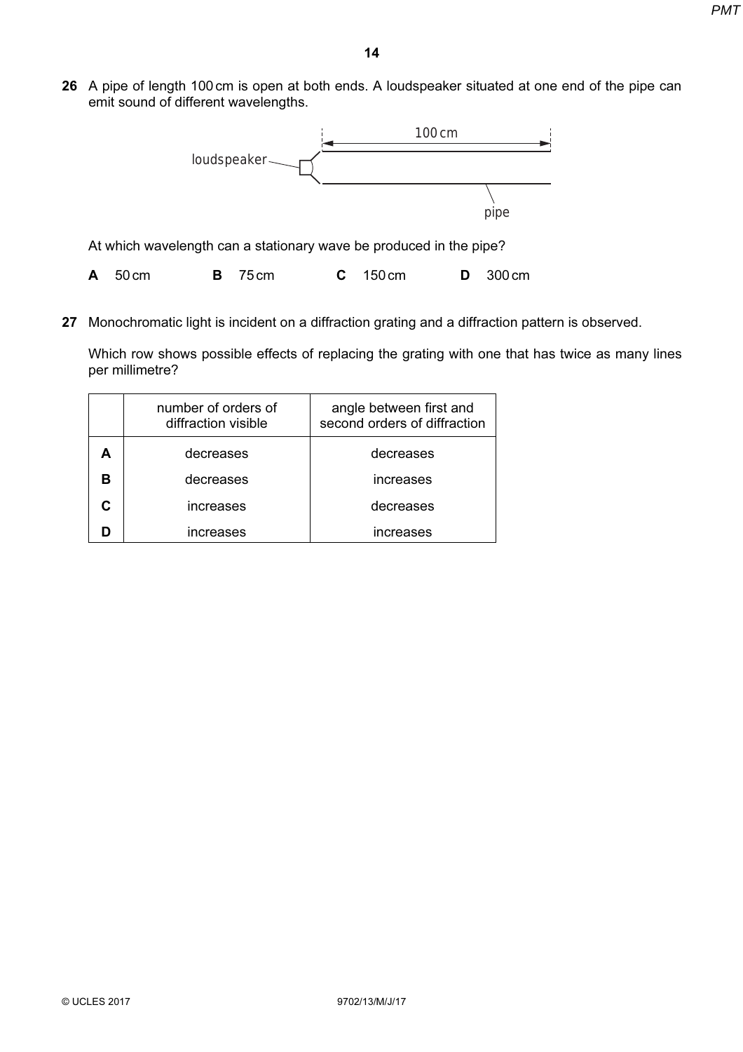**26** A pipe of length 100 cm is open at both ends. A loudspeaker situated at one end of the pipe can emit sound of different wavelengths.

100 cm

loudspeaker

pipe

At which wavelength can a stationary wave be produced in the pipe?

**A** 50 cm **B** 75 cm **C** 150 cm **D** 300 cm

**27** Monochromatic light is incident on a diffraction grating and a diffraction pattern is observed.

Which row shows possible effects of replacing the grating with one that has twice as many lines per millimetre?

| | number of orders of diffraction visible | angle between first and second orders of diffraction |
|---|---|---|
| **A** | decreases | decreases |
| **B** | decreases | increases |
| **C** | increases | decreases |
| **D** | increases | increases |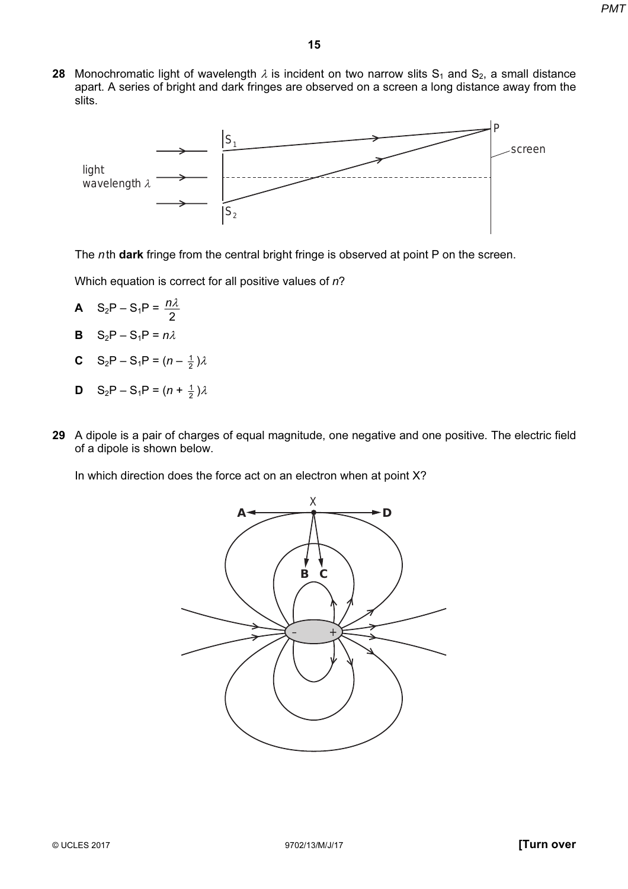**28** Monochromatic light of wavelength $\lambda$ is incident on two narrow slits $S_1$ and $S_2$, a small distance apart. A series of bright and dark fringes are observed on a screen a long distance away from the slits.

The *n*th **dark** fringe from the central bright fringe is observed at point P on the screen.

Which equation is correct for all positive values of *n*?

**A** $S_2P - S_1P = \dfrac{n\lambda}{2}$

**B** $S_2P - S_1P = n\lambda$

**C** $S_2P - S_1P = (n - \frac{1}{2})\lambda$

**D** $S_2P - S_1P = (n + \frac{1}{2})\lambda$

**29** A dipole is a pair of charges of equal magnitude, one negative and one positive. The electric field of a dipole is shown below.

In which direction does the force act on an electron when at point X?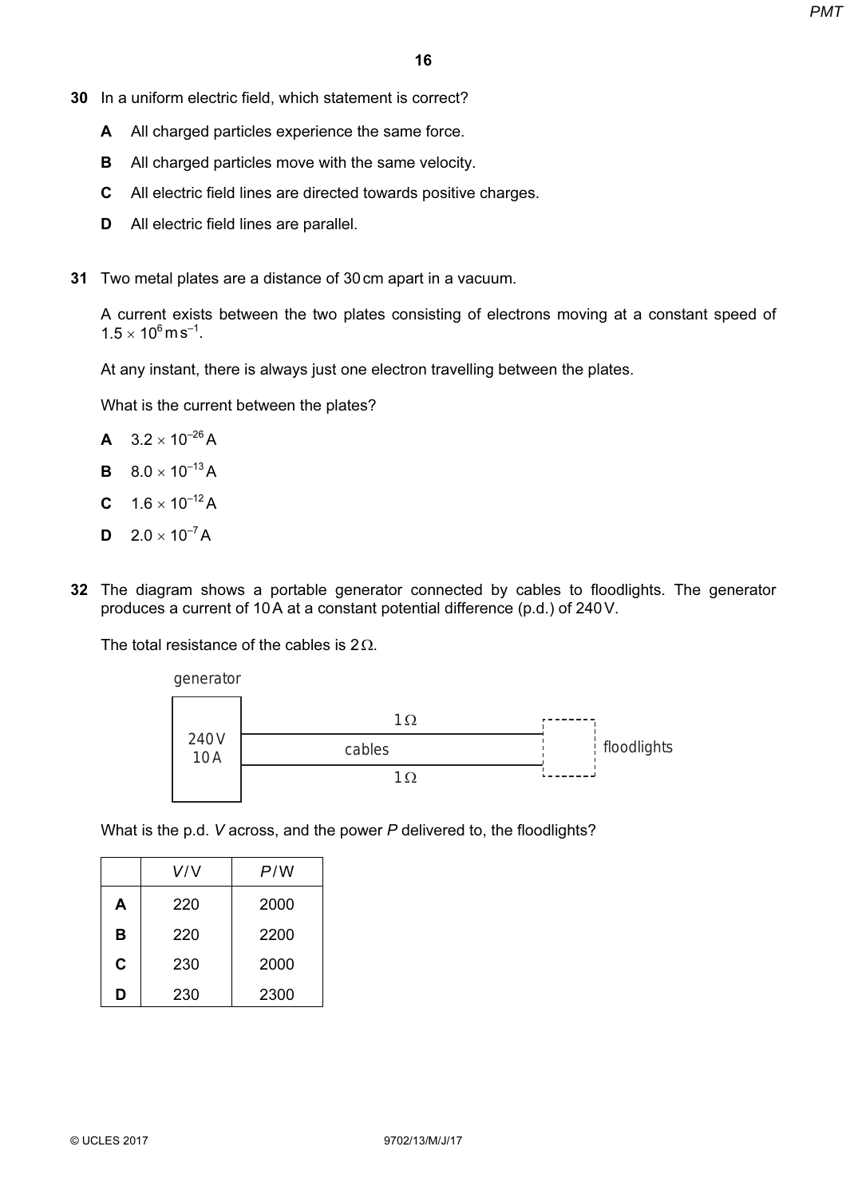**30** In a uniform electric field, which statement is correct?

**A** All charged particles experience the same force.

**B** All charged particles move with the same velocity.

**C** All electric field lines are directed towards positive charges.

**D** All electric field lines are parallel.

**31** Two metal plates are a distance of 30 cm apart in a vacuum.

A current exists between the two plates consisting of electrons moving at a constant speed of $1.5 \times 10^{6}\,\text{m s}^{-1}$.

At any instant, there is always just one electron travelling between the plates.

What is the current between the plates?

**A** $3.2 \times 10^{-26}$ A

**B** $8.0 \times 10^{-13}$ A

**C** $1.6 \times 10^{-12}$ A

**D** $2.0 \times 10^{-7}$ A

**32** The diagram shows a portable generator connected by cables to floodlights. The generator produces a current of 10 A at a constant potential difference (p.d.) of 240 V.

The total resistance of the cables is $2\,\Omega$.

generator: 240 V, 10 A — cables ($1\,\Omega$, $1\,\Omega$) — floodlights

What is the p.d. $V$ across, and the power $P$ delivered to, the floodlights?

| | $V$ / V | $P$ / W |
|---|---|---|
| **A** | 220 | 2000 |
| **B** | 220 | 2200 |
| **C** | 230 | 2000 |
| **D** | 230 | 2300 |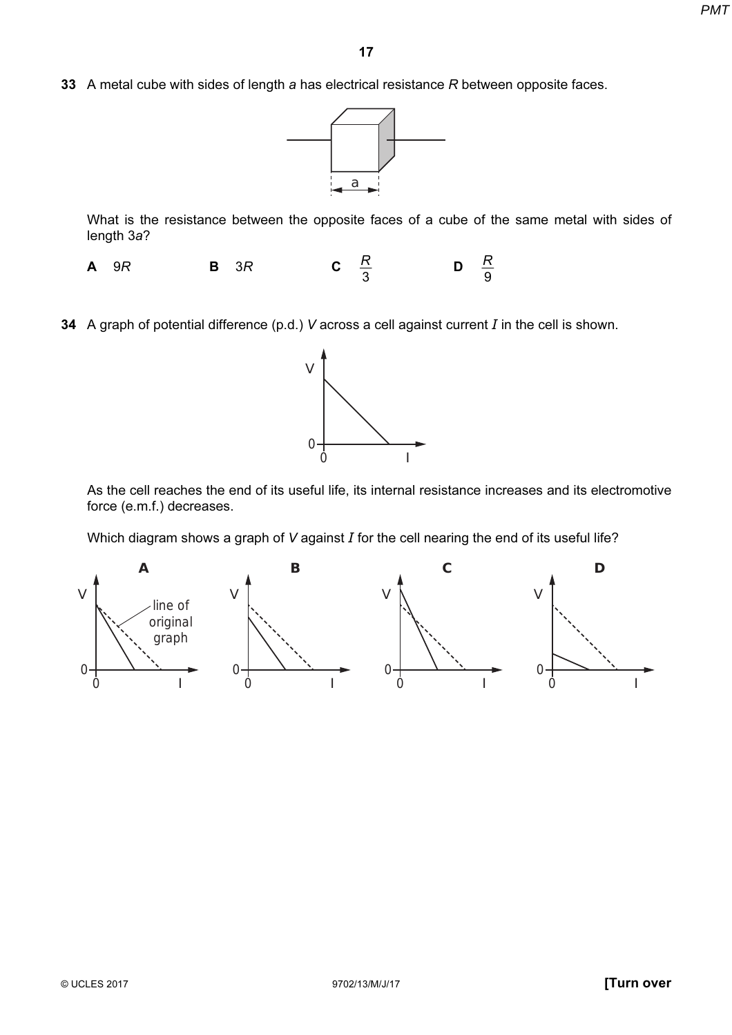**33** A metal cube with sides of length *a* has electrical resistance *R* between opposite faces.

What is the resistance between the opposite faces of a cube of the same metal with sides of length 3*a*?

**A** 9*R** **B** 3*R* **C** $\frac{R}{3}$ **D** $\frac{R}{9}$

**34** A graph of potential difference (p.d.) *V* across a cell against current *I* in the cell is shown.

As the cell reaches the end of its useful life, its internal resistance increases and its electromotive force (e.m.f.) decreases.

Which diagram shows a graph of *V* against *I* for the cell nearing the end of its useful life?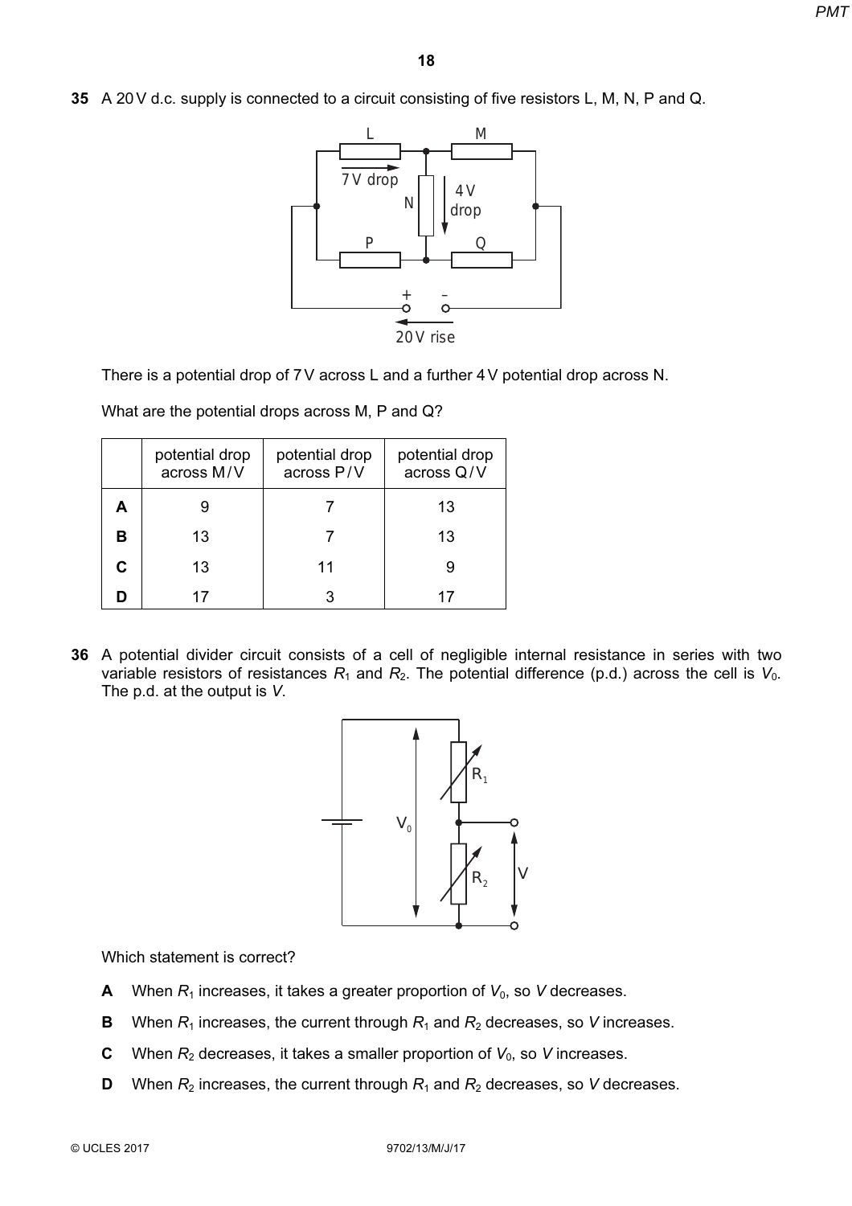**35** A 20 V d.c. supply is connected to a circuit consisting of five resistors L, M, N, P and Q.

There is a potential drop of 7 V across L and a further 4 V potential drop across N.

What are the potential drops across M, P and Q?

| | potential drop across M / V | potential drop across P / V | potential drop across Q / V |
|---|---|---|---|
| **A** | 9 | 7 | 13 |
| **B** | 13 | 7 | 13 |
| **C** | 13 | 11 | 9 |
| **D** | 17 | 3 | 17 |

**36** A potential divider circuit consists of a cell of negligible internal resistance in series with two variable resistors of resistances $R_1$ and $R_2$. The potential difference (p.d.) across the cell is $V_0$. The p.d. at the output is $V$.

Which statement is correct?

**A** When $R_1$ increases, it takes a greater proportion of $V_0$, so $V$ decreases.

**B** When $R_1$ increases, the current through $R_1$ and $R_2$ decreases, so $V$ increases.

**C** When $R_2$ decreases, it takes a smaller proportion of $V_0$, so $V$ increases.

**D** When $R_2$ increases, the current through $R_1$ and $R_2$ decreases, so $V$ decreases.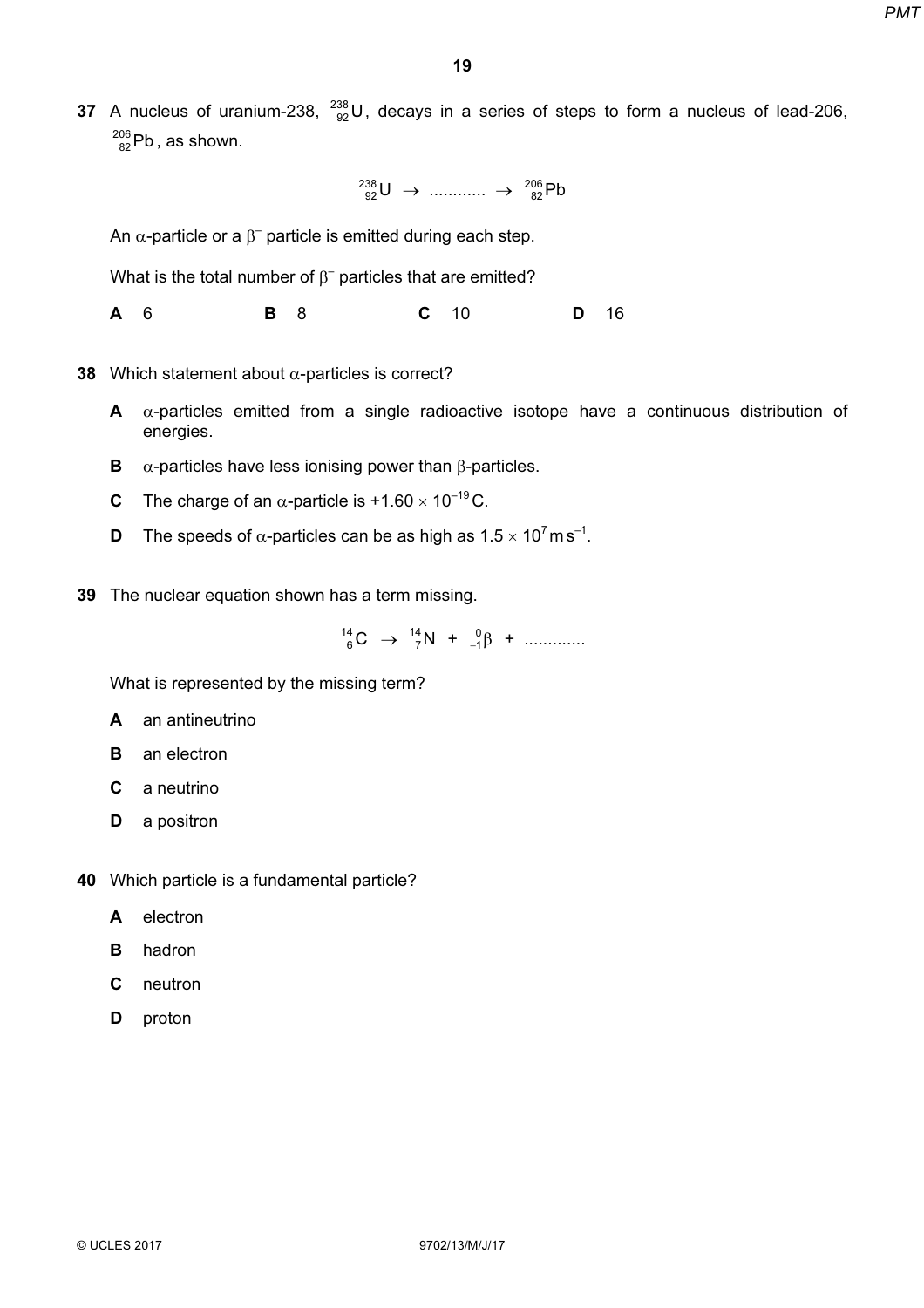**37** A nucleus of uranium-238, $^{238}_{92}\text{U}$, decays in a series of steps to form a nucleus of lead-206, $^{206}_{82}\text{Pb}$, as shown.

$$^{238}_{92}\text{U} \rightarrow \text{...........} \rightarrow \, ^{206}_{82}\text{Pb}$$

An $\alpha$-particle or a $\beta^-$ particle is emitted during each step.

What is the total number of $\beta^-$ particles that are emitted?

**A** 6 **B** 8 **C** 10 **D** 16

**38** Which statement about $\alpha$-particles is correct?

**A** $\alpha$-particles emitted from a single radioactive isotope have a continuous distribution of energies.

**B** $\alpha$-particles have less ionising power than $\beta$-particles.

**C** The charge of an $\alpha$-particle is $+1.60 \times 10^{-19}$ C.

**D** The speeds of $\alpha$-particles can be as high as $1.5 \times 10^{7}\,\text{m s}^{-1}$.

**39** The nuclear equation shown has a term missing.

$$^{14}_{6}\text{C} \rightarrow \, ^{14}_{7}\text{N} + \, ^{0}_{-1}\beta + \text{............}$$

What is represented by the missing term?

**A** an antineutrino

**B** an electron

**C** a neutrino

**D** a positron

**40** Which particle is a fundamental particle?

**A** electron

**B** hadron

**C** neutron

**D** proton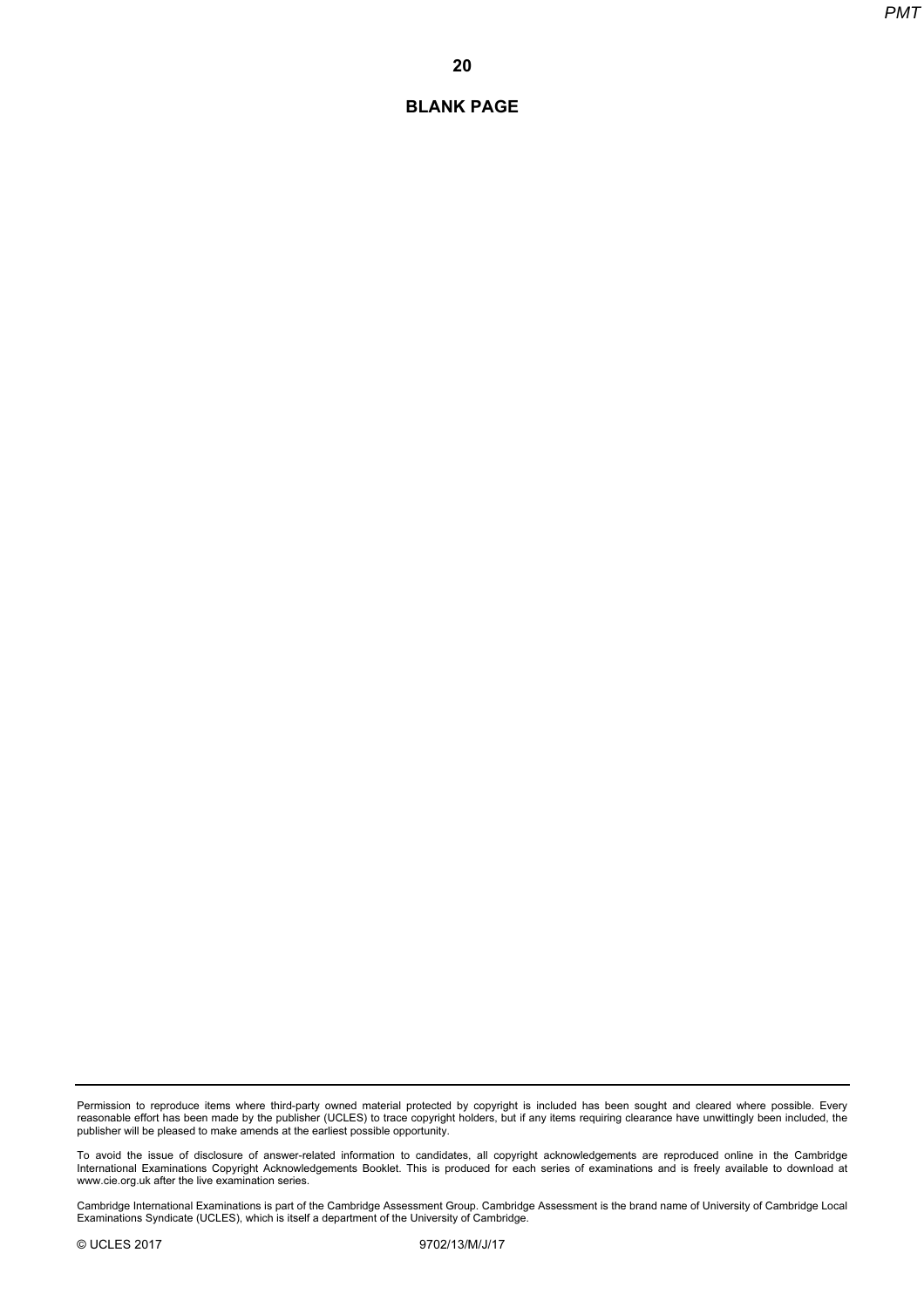**BLANK PAGE**

Permission to reproduce items where third-party owned material protected by copyright is included has been sought and cleared where possible. Every reasonable effort has been made by the publisher (UCLES) to trace copyright holders, but if any items requiring clearance have unwittingly been included, the publisher will be pleased to make amends at the earliest possible opportunity.

To avoid the issue of disclosure of answer-related information to candidates, all copyright acknowledgements are reproduced online in the Cambridge International Examinations Copyright Acknowledgements Booklet. This is produced for each series of examinations and is freely available to download at www.cie.org.uk after the live examination series.

Cambridge International Examinations is part of the Cambridge Assessment Group. Cambridge Assessment is the brand name of University of Cambridge Local Examinations Syndicate (UCLES), which is itself a department of the University of Cambridge.